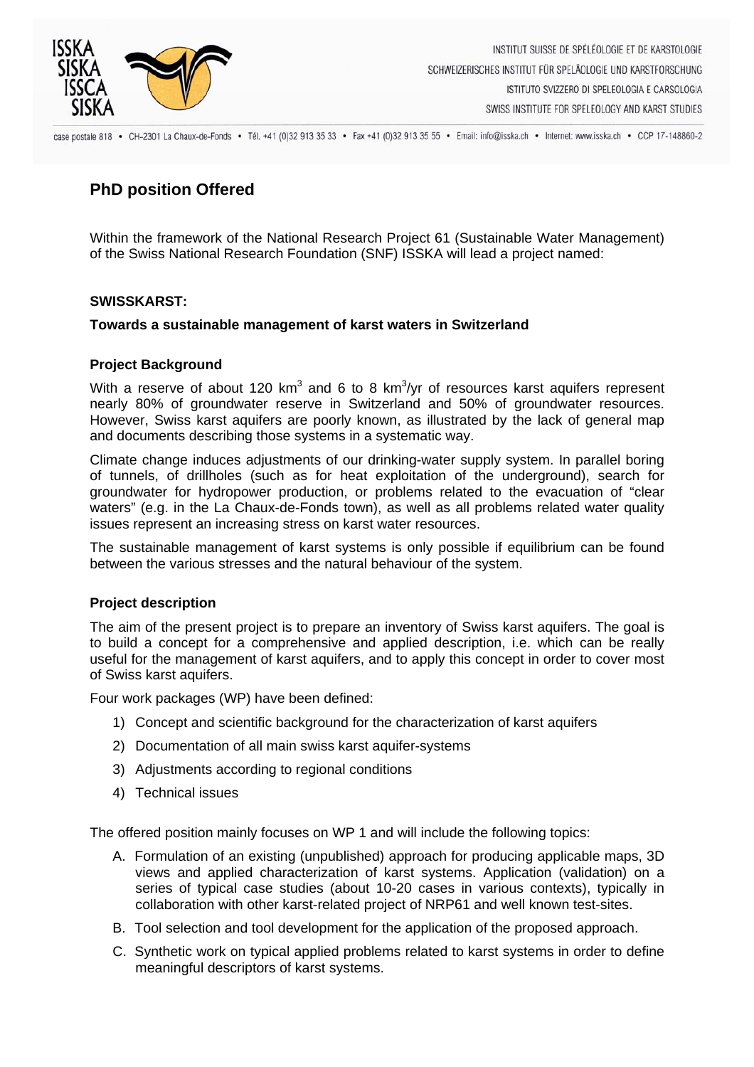INSTITUT SUISSE DE SPÉLÉOLOGIE ET DE KARSTOLOGIE
SCHWEIZERISCHES INSTITUT FÜR SPELÄOLOGIE UND KARSTFORSCHUNG
ISTITUTO SVIZZERO DI SPELEOLOGIA E CARSOLOGIA
SWISS INSTITUTE FOR SPELEOLOGY AND KARST STUDIES

case postale 818 • CH-2301 La Chaux-de-Fonds • Tél. +41 (0)32 913 35 33 • Fax +41 (0)32 913 35 55 • Email: info@isska.ch • Internet: www.isska.ch • CCP 17-148860-2

# PhD position Offered

Within the framework of the National Research Project 61 (Sustainable Water Management) of the Swiss National Research Foundation (SNF) ISSKA will lead a project named:

**SWISSKARST:**

**Towards a sustainable management of karst waters in Switzerland**

### Project Background

With a reserve of about 120 $km^3$ and 6 to 8 $km^3$/yr of resources karst aquifers represent nearly 80% of groundwater reserve in Switzerland and 50% of groundwater resources. However, Swiss karst aquifers are poorly known, as illustrated by the lack of general map and documents describing those systems in a systematic way.

Climate change induces adjustments of our drinking-water supply system. In parallel boring of tunnels, of drillholes (such as for heat exploitation of the underground), search for groundwater for hydropower production, or problems related to the evacuation of "clear waters" (e.g. in the La Chaux-de-Fonds town), as well as all problems related water quality issues represent an increasing stress on karst water resources.

The sustainable management of karst systems is only possible if equilibrium can be found between the various stresses and the natural behaviour of the system.

### Project description

The aim of the present project is to prepare an inventory of Swiss karst aquifers. The goal is to build a concept for a comprehensive and applied description, i.e. which can be really useful for the management of karst aquifers, and to apply this concept in order to cover most of Swiss karst aquifers.

Four work packages (WP) have been defined:

1) Concept and scientific background for the characterization of karst aquifers
2) Documentation of all main swiss karst aquifer-systems
3) Adjustments according to regional conditions
4) Technical issues

The offered position mainly focuses on WP 1 and will include the following topics:

A. Formulation of an existing (unpublished) approach for producing applicable maps, 3D views and applied characterization of karst systems. Application (validation) on a series of typical case studies (about 10-20 cases in various contexts), typically in collaboration with other karst-related project of NRP61 and well known test-sites.
B. Tool selection and tool development for the application of the proposed approach.
C. Synthetic work on typical applied problems related to karst systems in order to define meaningful descriptors of karst systems.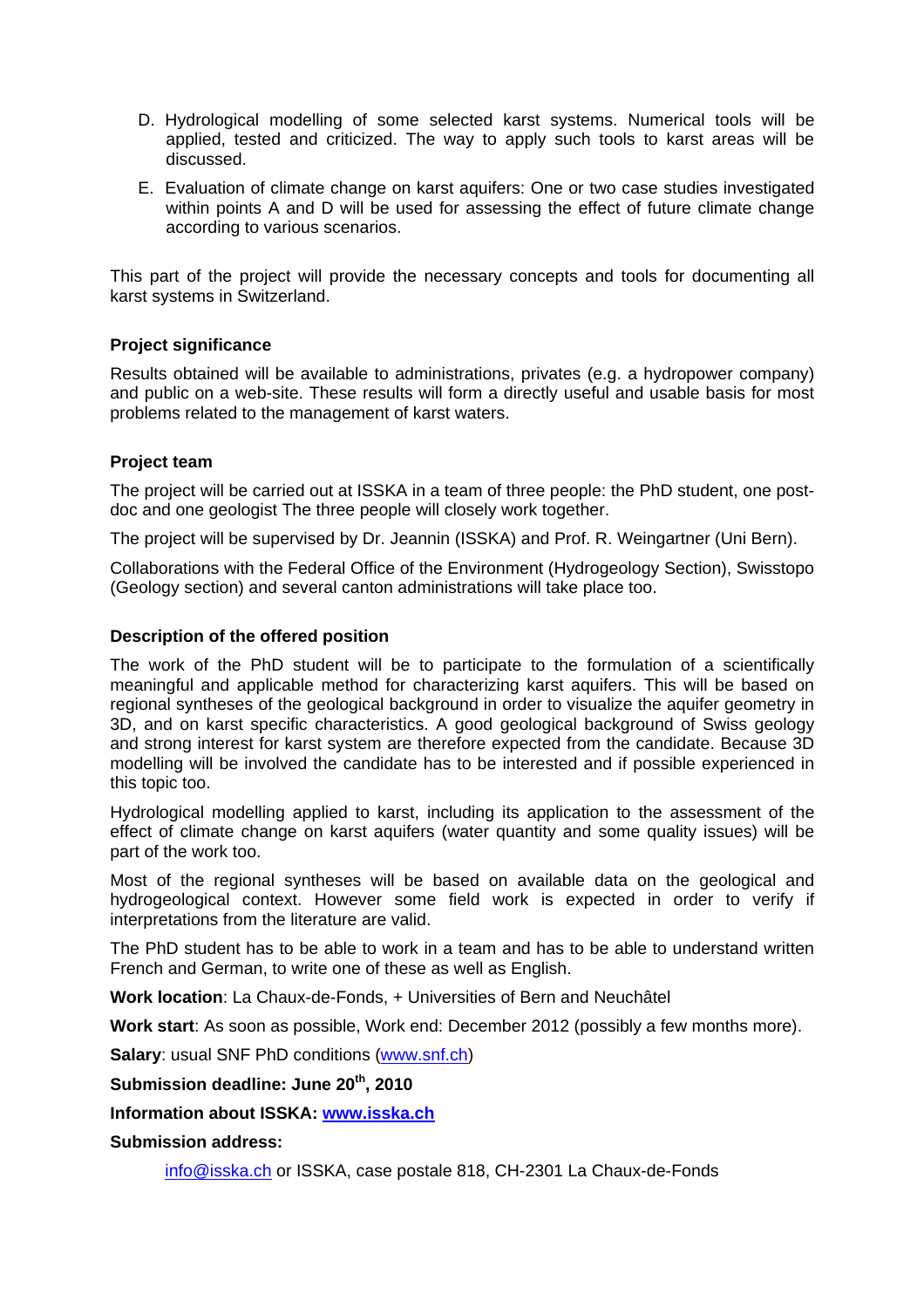D. Hydrological modelling of some selected karst systems. Numerical tools will be applied, tested and criticized. The way to apply such tools to karst areas will be discussed.

E. Evaluation of climate change on karst aquifers: One or two case studies investigated within points A and D will be used for assessing the effect of future climate change according to various scenarios.

This part of the project will provide the necessary concepts and tools for documenting all karst systems in Switzerland.

**Project significance**

Results obtained will be available to administrations, privates (e.g. a hydropower company) and public on a web-site. These results will form a directly useful and usable basis for most problems related to the management of karst waters.

**Project team**

The project will be carried out at ISSKA in a team of three people: the PhD student, one post-doc and one geologist The three people will closely work together.

The project will be supervised by Dr. Jeannin (ISSKA) and Prof. R. Weingartner (Uni Bern).

Collaborations with the Federal Office of the Environment (Hydrogeology Section), Swisstopo (Geology section) and several canton administrations will take place too.

**Description of the offered position**

The work of the PhD student will be to participate to the formulation of a scientifically meaningful and applicable method for characterizing karst aquifers. This will be based on regional syntheses of the geological background in order to visualize the aquifer geometry in 3D, and on karst specific characteristics. A good geological background of Swiss geology and strong interest for karst system are therefore expected from the candidate. Because 3D modelling will be involved the candidate has to be interested and if possible experienced in this topic too.

Hydrological modelling applied to karst, including its application to the assessment of the effect of climate change on karst aquifers (water quantity and some quality issues) will be part of the work too.

Most of the regional syntheses will be based on available data on the geological and hydrogeological context. However some field work is expected in order to verify if interpretations from the literature are valid.

The PhD student has to be able to work in a team and has to be able to understand written French and German, to write one of these as well as English.

**Work location**: La Chaux-de-Fonds, + Universities of Bern and Neuchâtel

**Work start**: As soon as possible, Work end: December 2012 (possibly a few months more).

**Salary**: usual SNF PhD conditions (www.snf.ch)

**Submission deadline: June 20th, 2010**

**Information about ISSKA: www.isska.ch**

**Submission address:**

info@isska.ch or ISSKA, case postale 818, CH-2301 La Chaux-de-Fonds